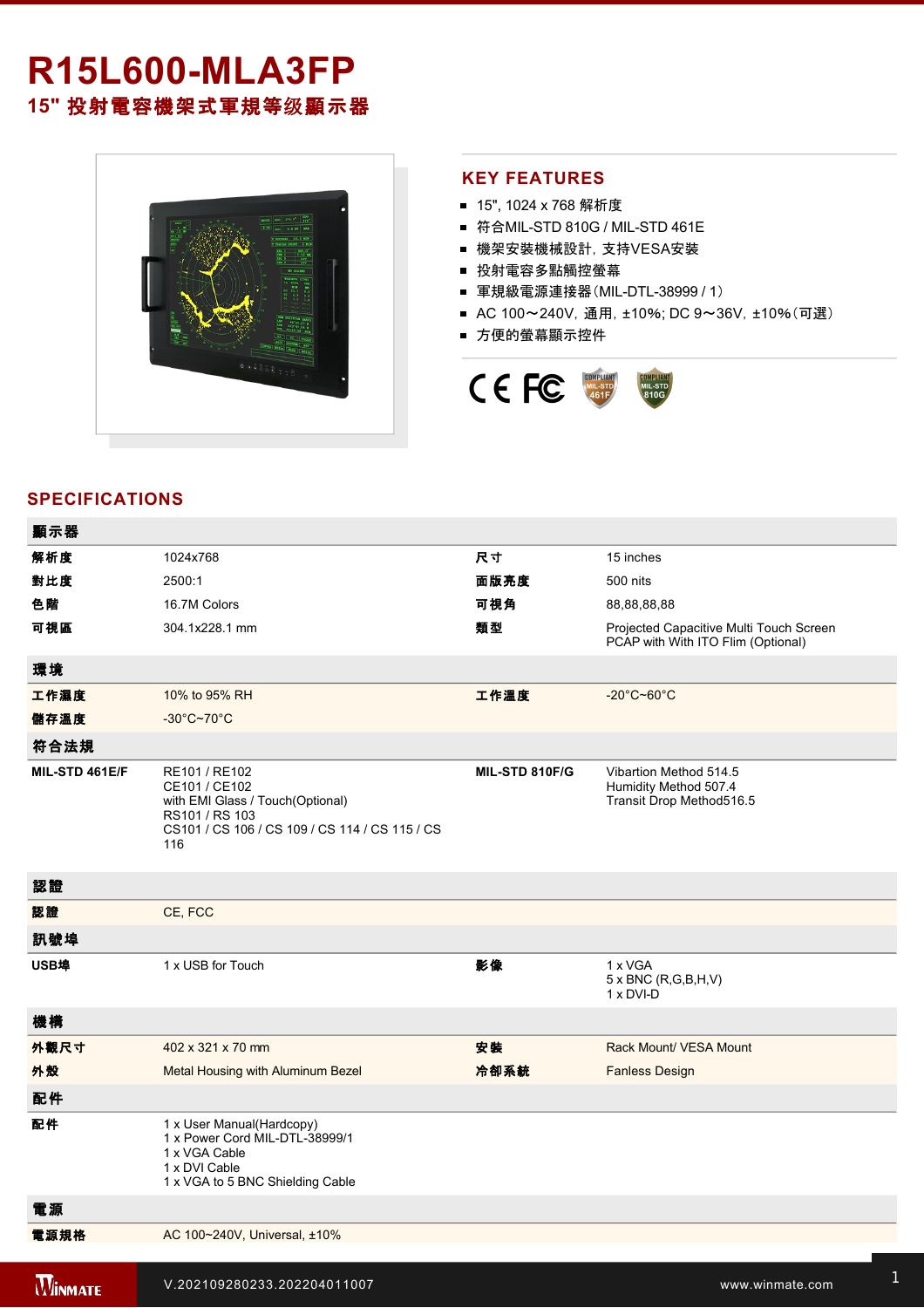# R15L600-MLA3FP

## 15" 投射電容機架式軍規等級顯示器

## KEY FEATURES

- 15", 1024 x 768 解析度
- 符合MIL-STD 810G / MIL-STD 461E
- 機架安裝機械設計，支持VESA安裝
- 投射電容多點觸控螢幕
- 軍規級電源連接器(MIL-DTL-38999 / 1)
- AC 100～240V，通用，±10%; DC 9～36V，±10%(可選)
- 方便的螢幕顯示控件

## SPECIFICATIONS

| **顯示器** | | | |
|---|---|---|---|
| **解析度** | 1024x768 | **尺寸** | 15 inches |
| **對比度** | 2500:1 | **面版亮度** | 500 nits |
| **色階** | 16.7M Colors | **可視角** | 88,88,88,88 |
| **可視區** | 304.1x228.1 mm | **類型** | Projected Capacitive Multi Touch Screen<br>PCAP with With ITO Flim (Optional) |
| **環境** | | | |
| **工作濕度** | 10% to 95% RH | **工作溫度** | -20°C~60°C |
| **儲存溫度** | -30°C~70°C | | |
| **符合法規** | | | |
| **MIL-STD 461E/F** | RE101 / RE102<br>CE101 / CE102<br>with EMI Glass / Touch(Optional)<br>RS101 / RS 103<br>CS101 / CS 106 / CS 109 / CS 114 / CS 115 / CS 116 | **MIL-STD 810F/G** | Vibartion Method 514.5<br>Humidity Method 507.4<br>Transit Drop Method516.5 |
| **認證** | | | |
| **認證** | CE, FCC | | |
| **訊號埠** | | | |
| **USB埠** | 1 x USB for Touch | **影像** | 1 x VGA<br>5 x BNC (R,G,B,H,V)<br>1 x DVI-D |
| **機構** | | | |
| **外觀尺寸** | 402 x 321 x 70 mm | **安裝** | Rack Mount/ VESA Mount |
| **外殼** | Metal Housing with Aluminum Bezel | **冷卻系統** | Fanless Design |
| **配件** | | | |
| **配件** | 1 x User Manual(Hardcopy)<br>1 x Power Cord MIL-DTL-38999/1<br>1 x VGA Cable<br>1 x DVI Cable<br>1 x VGA to 5 BNC Shielding Cable | | |
| **電源** | | | |
| **電源規格** | AC 100~240V, Universal, ±10% | | |

V.202109280233.202204011007

www.winmate.com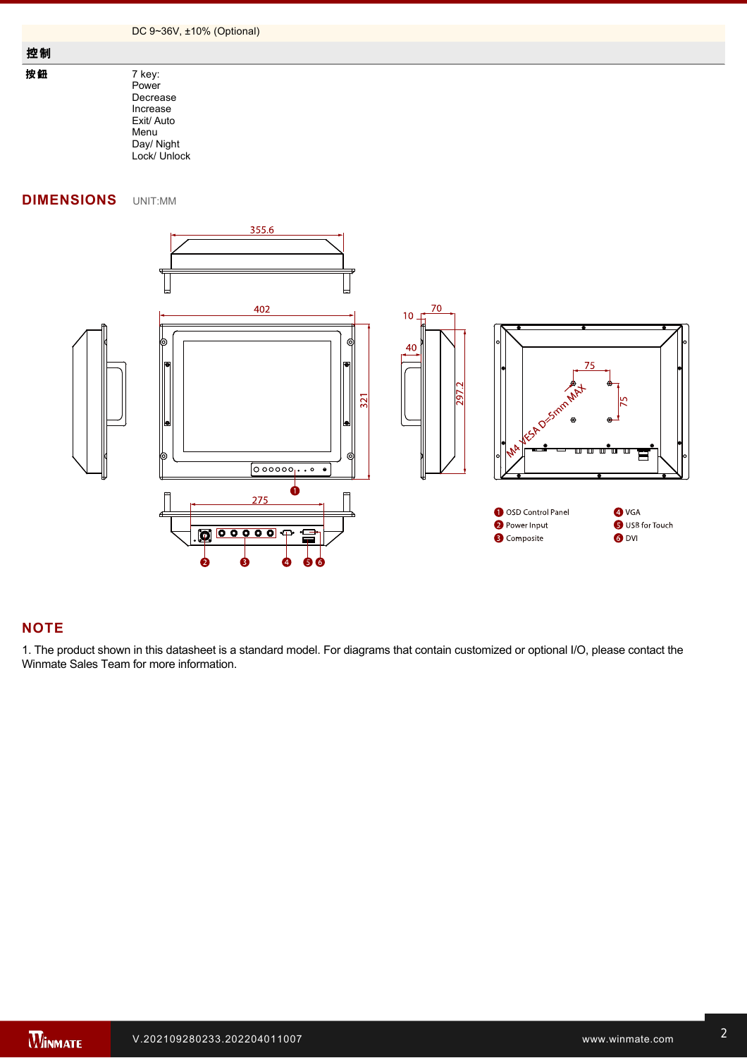| | |
|---|---|
| | DC 9~36V, ±10% (Optional) |
| **控制** | |
| **按鈕** | 7 key:<br>Power<br>Decrease<br>Increase<br>Exit/ Auto<br>Menu<br>Day/ Night<br>Lock/ Unlock |

## DIMENSIONS UNIT:MM

355.6
402
321
10
70
40
297.2
75
75
M4 VESA D=5mm MAX
275

1 OSD Control Panel
2 Power Input
3 Composite
4 VGA
5 USB for Touch
6 DVI

## NOTE

1. The product shown in this datasheet is a standard model. For diagrams that contain customized or optional I/O, please contact the Winmate Sales Team for more information.